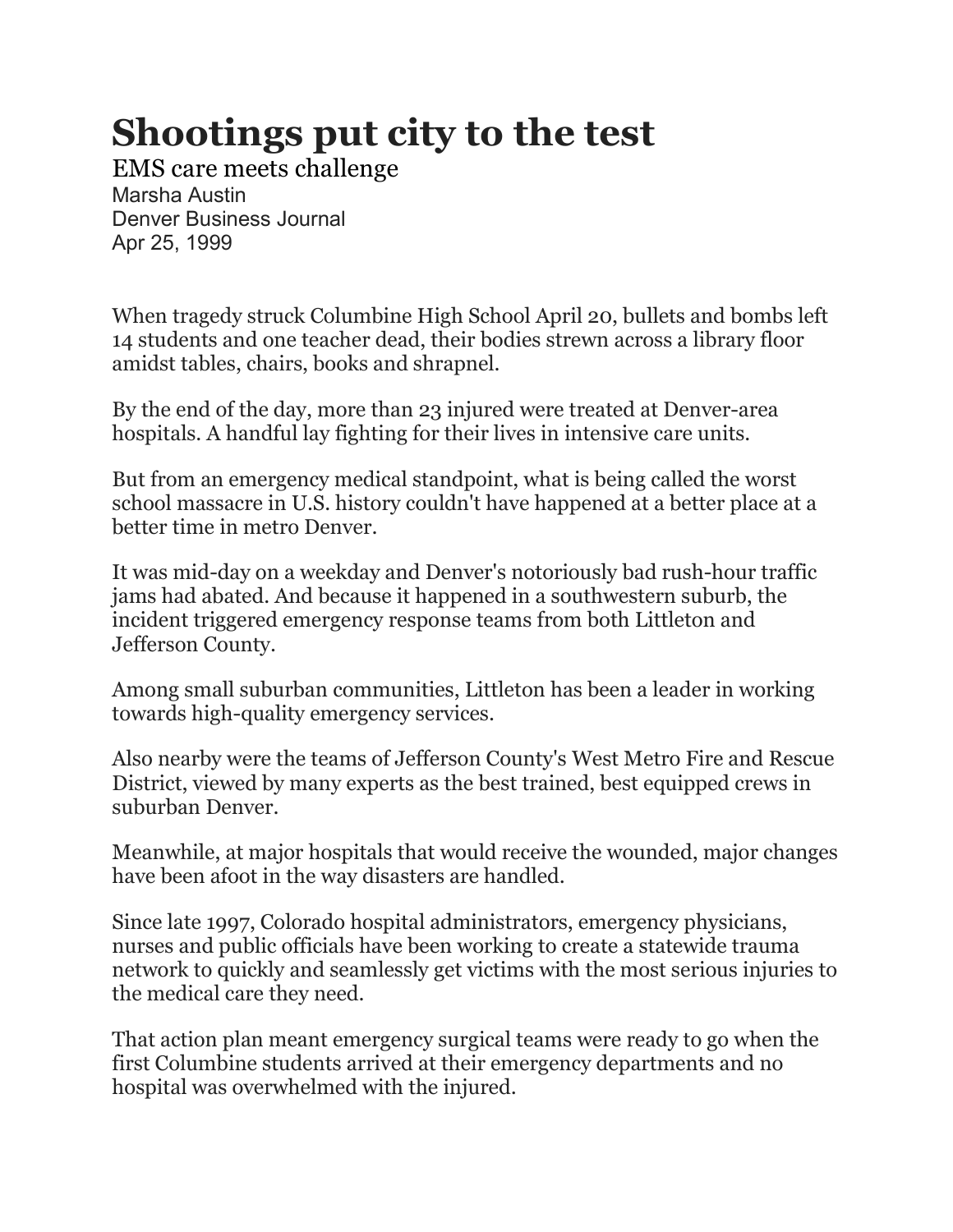# Shootings put city to the test

EMS care meets challenge

Marsha Austin
Denver Business Journal
Apr 25, 1999

When tragedy struck Columbine High School April 20, bullets and bombs left 14 students and one teacher dead, their bodies strewn across a library floor amidst tables, chairs, books and shrapnel.

By the end of the day, more than 23 injured were treated at Denver-area hospitals. A handful lay fighting for their lives in intensive care units.

But from an emergency medical standpoint, what is being called the worst school massacre in U.S. history couldn't have happened at a better place at a better time in metro Denver.

It was mid-day on a weekday and Denver's notoriously bad rush-hour traffic jams had abated. And because it happened in a southwestern suburb, the incident triggered emergency response teams from both Littleton and Jefferson County.

Among small suburban communities, Littleton has been a leader in working towards high-quality emergency services.

Also nearby were the teams of Jefferson County's West Metro Fire and Rescue District, viewed by many experts as the best trained, best equipped crews in suburban Denver.

Meanwhile, at major hospitals that would receive the wounded, major changes have been afoot in the way disasters are handled.

Since late 1997, Colorado hospital administrators, emergency physicians, nurses and public officials have been working to create a statewide trauma network to quickly and seamlessly get victims with the most serious injuries to the medical care they need.

That action plan meant emergency surgical teams were ready to go when the first Columbine students arrived at their emergency departments and no hospital was overwhelmed with the injured.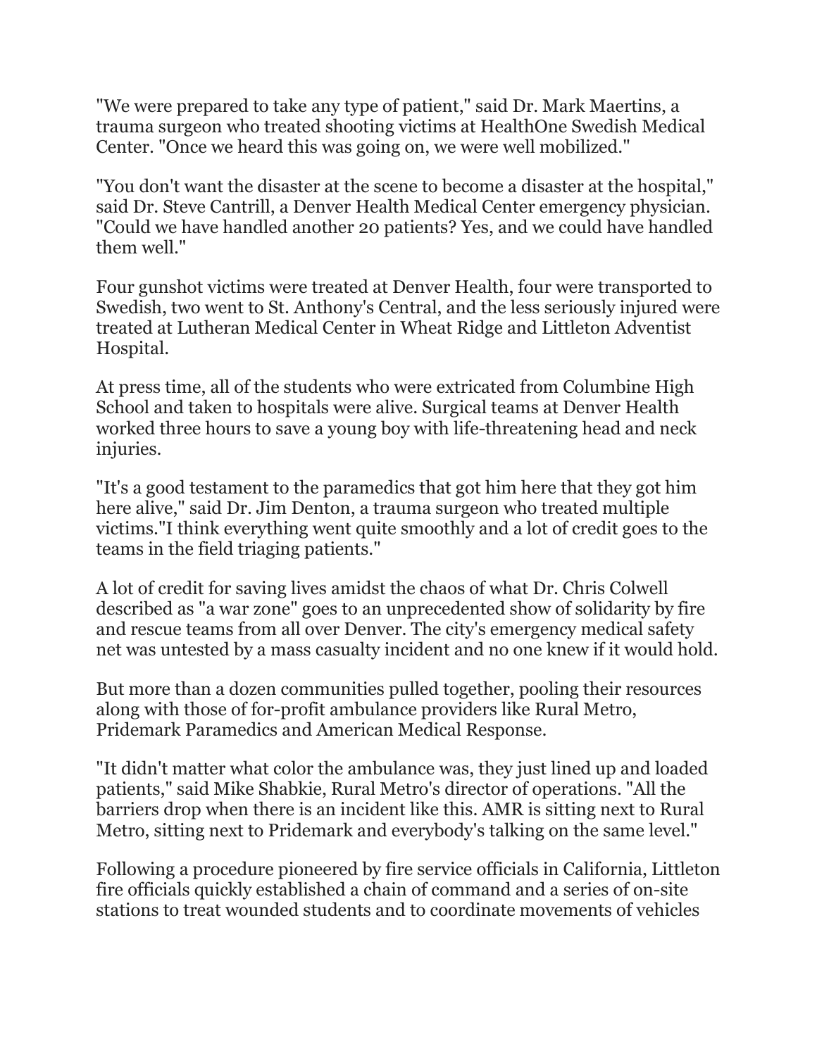"We were prepared to take any type of patient," said Dr. Mark Maertins, a trauma surgeon who treated shooting victims at HealthOne Swedish Medical Center. "Once we heard this was going on, we were well mobilized."

"You don't want the disaster at the scene to become a disaster at the hospital," said Dr. Steve Cantrill, a Denver Health Medical Center emergency physician. "Could we have handled another 20 patients? Yes, and we could have handled them well."

Four gunshot victims were treated at Denver Health, four were transported to Swedish, two went to St. Anthony's Central, and the less seriously injured were treated at Lutheran Medical Center in Wheat Ridge and Littleton Adventist Hospital.

At press time, all of the students who were extricated from Columbine High School and taken to hospitals were alive. Surgical teams at Denver Health worked three hours to save a young boy with life-threatening head and neck injuries.

"It's a good testament to the paramedics that got him here that they got him here alive," said Dr. Jim Denton, a trauma surgeon who treated multiple victims."I think everything went quite smoothly and a lot of credit goes to the teams in the field triaging patients."

A lot of credit for saving lives amidst the chaos of what Dr. Chris Colwell described as "a war zone" goes to an unprecedented show of solidarity by fire and rescue teams from all over Denver. The city's emergency medical safety net was untested by a mass casualty incident and no one knew if it would hold.

But more than a dozen communities pulled together, pooling their resources along with those of for-profit ambulance providers like Rural Metro, Pridemark Paramedics and American Medical Response.

"It didn't matter what color the ambulance was, they just lined up and loaded patients," said Mike Shabkie, Rural Metro's director of operations. "All the barriers drop when there is an incident like this. AMR is sitting next to Rural Metro, sitting next to Pridemark and everybody's talking on the same level."

Following a procedure pioneered by fire service officials in California, Littleton fire officials quickly established a chain of command and a series of on-site stations to treat wounded students and to coordinate movements of vehicles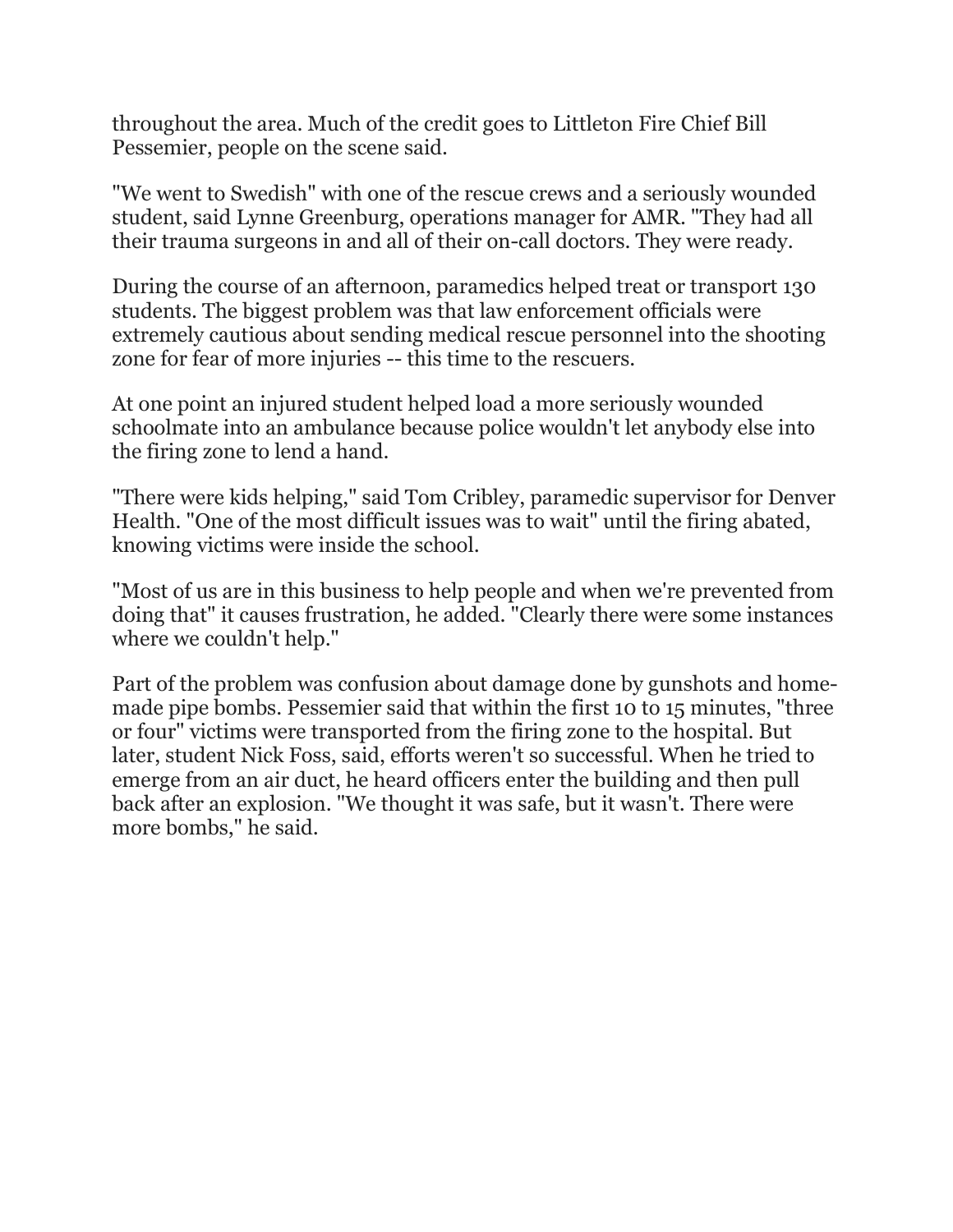throughout the area. Much of the credit goes to Littleton Fire Chief Bill Pessemier, people on the scene said.

"We went to Swedish" with one of the rescue crews and a seriously wounded student, said Lynne Greenburg, operations manager for AMR. "They had all their trauma surgeons in and all of their on-call doctors. They were ready.

During the course of an afternoon, paramedics helped treat or transport 130 students. The biggest problem was that law enforcement officials were extremely cautious about sending medical rescue personnel into the shooting zone for fear of more injuries -- this time to the rescuers.

At one point an injured student helped load a more seriously wounded schoolmate into an ambulance because police wouldn't let anybody else into the firing zone to lend a hand.

"There were kids helping," said Tom Cribley, paramedic supervisor for Denver Health. "One of the most difficult issues was to wait" until the firing abated, knowing victims were inside the school.

"Most of us are in this business to help people and when we're prevented from doing that" it causes frustration, he added. "Clearly there were some instances where we couldn't help."

Part of the problem was confusion about damage done by gunshots and home-made pipe bombs. Pessemier said that within the first 10 to 15 minutes, "three or four" victims were transported from the firing zone to the hospital. But later, student Nick Foss, said, efforts weren't so successful. When he tried to emerge from an air duct, he heard officers enter the building and then pull back after an explosion. "We thought it was safe, but it wasn't. There were more bombs," he said.